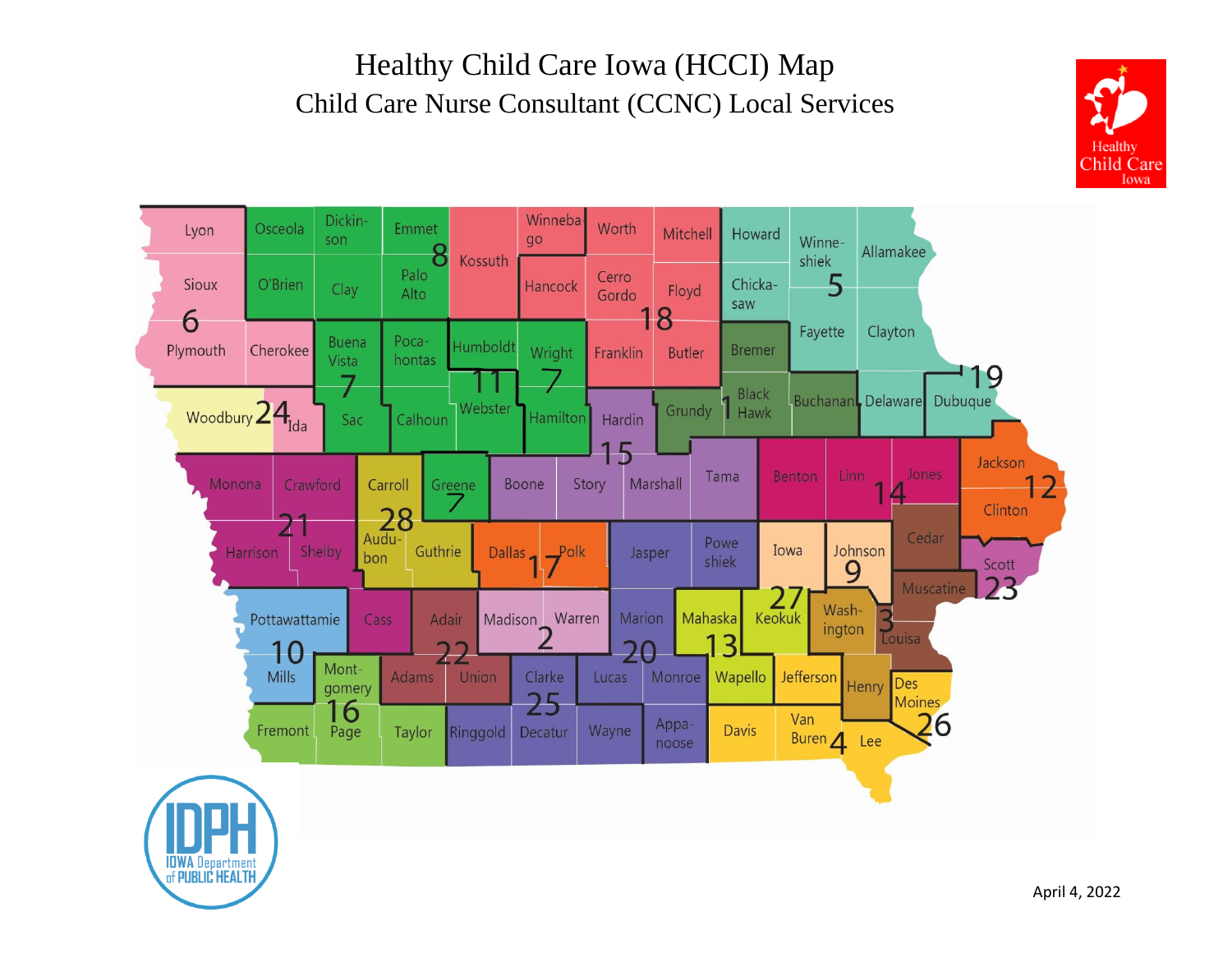# Healthy Child Care Iowa (HCCI) Map

## Child Care Nurse Consultant (CCNC) Local Services

April 4, 2022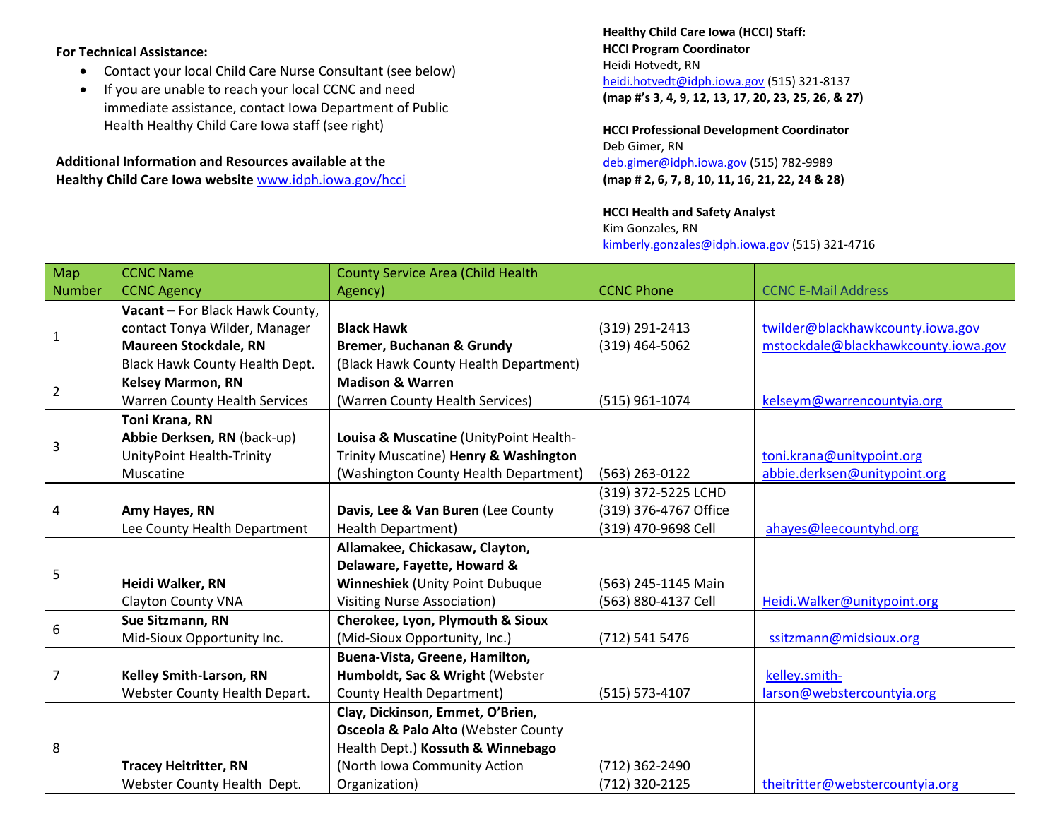**For Technical Assistance:**

- Contact your local Child Care Nurse Consultant (see below)
- If you are unable to reach your local CCNC and need immediate assistance, contact Iowa Department of Public Health Healthy Child Care Iowa staff (see right)

**Additional Information and Resources available at the Healthy Child Care Iowa website** www.idph.iowa.gov/hcci

**Healthy Child Care Iowa (HCCI) Staff:**

**HCCI Program Coordinator**
Heidi Hotvedt, RN
heidi.hotvedt@idph.iowa.gov (515) 321-8137
**(map #'s 3, 4, 9, 12, 13, 17, 20, 23, 25, 26, & 27)**

**HCCI Professional Development Coordinator**
Deb Gimer, RN
deb.gimer@idph.iowa.gov (515) 782-9989
**(map # 2, 6, 7, 8, 10, 11, 16, 21, 22, 24 & 28)**

**HCCI Health and Safety Analyst**
Kim Gonzales, RN
kimberly.gonzales@idph.iowa.gov (515) 321-4716

| Map Number | CCNC Name CCNC Agency | County Service Area (Child Health Agency) | CCNC Phone | CCNC E-Mail Address |
|---|---|---|---|---|
| 1 | **Vacant –** For Black Hawk County, **c**ontact Tonya Wilder, Manager **Maureen Stockdale, RN** Black Hawk County Health Dept. | **Black Hawk** **Bremer, Buchanan & Grundy** (Black Hawk County Health Department) | (319) 291-2413 (319) 464-5062 | twilder@blackhawkcounty.iowa.gov mstockdale@blackhawkcounty.iowa.gov |
| 2 | **Kelsey Marmon, RN** Warren County Health Services | **Madison & Warren** (Warren County Health Services) | (515) 961-1074 | kelseym@warrencountyia.org |
| 3 | **Toni Krana, RN** **Abbie Derksen, RN** (back-up) UnityPoint Health-Trinity Muscatine | **Louisa & Muscatine** (UnityPoint Health-Trinity Muscatine) **Henry & Washington** (Washington County Health Department) | (563) 263-0122 | toni.krana@unitypoint.org abbie.derksen@unitypoint.org |
| 4 | **Amy Hayes, RN** Lee County Health Department | **Davis, Lee & Van Buren** (Lee County Health Department) | (319) 372-5225 LCHD (319) 376-4767 Office (319) 470-9698 Cell | ahayes@leecountyhd.org |
| 5 | **Heidi Walker, RN** Clayton County VNA | **Allamakee, Chickasaw, Clayton, Delaware, Fayette, Howard & Winneshiek** (Unity Point Dubuque Visiting Nurse Association) | (563) 245-1145 Main (563) 880-4137 Cell | Heidi.Walker@unitypoint.org |
| 6 | **Sue Sitzmann, RN** Mid-Sioux Opportunity Inc. | **Cherokee, Lyon, Plymouth & Sioux** (Mid-Sioux Opportunity, Inc.) | (712) 541 5476 | ssitzmann@midsioux.org |
| 7 | **Kelley Smith-Larson, RN** Webster County Health Depart. | **Buena-Vista, Greene, Hamilton, Humboldt, Sac & Wright** (Webster County Health Department) | (515) 573-4107 | kelley.smith-larson@webstercountyia.org |
| 8 | **Tracey Heitritter, RN** Webster County Health Dept. | **Clay, Dickinson, Emmet, O'Brien, Osceola & Palo Alto** (Webster County Health Dept.) **Kossuth & Winnebago** (North Iowa Community Action Organization) | (712) 362-2490 (712) 320-2125 | theitritter@webstercountyia.org |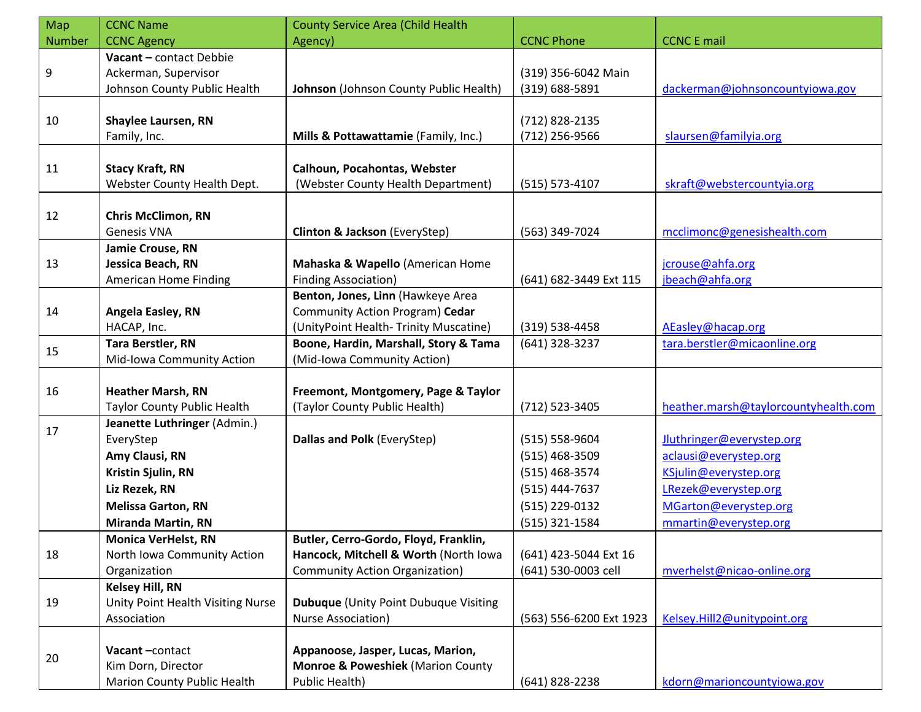| Map Number | CCNC Name<br>CCNC Agency | County Service Area (Child Health Agency) | CCNC Phone | CCNC E mail |
|---|---|---|---|---|
| 9 | **Vacant –** contact Debbie Ackerman, Supervisor<br>Johnson County Public Health | **Johnson** (Johnson County Public Health) | (319) 356-6042 Main<br>(319) 688-5891 | dackerman@johnsoncountyiowa.gov |
| 10 | **Shaylee Laursen, RN**<br>Family, Inc. | **Mills & Pottawattamie** (Family, Inc.) | (712) 828-2135<br>(712) 256-9566 | slaursen@familyia.org |
| 11 | **Stacy Kraft, RN**<br>Webster County Health Dept. | **Calhoun, Pocahontas, Webster** (Webster County Health Department) | (515) 573-4107 | skraft@webstercountyia.org |
| 12 | **Chris McClimon, RN**<br>Genesis VNA | **Clinton & Jackson** (EveryStep) | (563) 349-7024 | mcclimonc@genesishealth.com |
| 13 | **Jamie Crouse, RN**<br>**Jessica Beach, RN**<br>American Home Finding | **Mahaska & Wapello** (American Home Finding Association) | (641) 682-3449 Ext 115 | jcrouse@ahfa.org<br>jbeach@ahfa.org |
| 14 | **Angela Easley, RN**<br>HACAP, Inc. | **Benton, Jones, Linn** (Hawkeye Area Community Action Program) **Cedar** (UnityPoint Health- Trinity Muscatine) | (319) 538-4458 | AEasley@hacap.org |
| 15 | **Tara Berstler, RN**<br>Mid-Iowa Community Action | **Boone, Hardin, Marshall, Story & Tama** (Mid-Iowa Community Action) | (641) 328-3237 | tara.berstler@micaonline.org |
| 16 | **Heather Marsh, RN**<br>Taylor County Public Health | **Freemont, Montgomery, Page & Taylor** (Taylor County Public Health) | (712) 523-3405 | heather.marsh@taylorcountyhealth.com |
| 17 | **Jeanette Luthringer** (Admin.)<br>EveryStep<br>**Amy Clausi, RN**<br>**Kristin Sjulin, RN**<br>**Liz Rezek, RN**<br>**Melissa Garton, RN**<br>**Miranda Martin, RN** | **Dallas and Polk** (EveryStep) | (515) 558-9604<br>(515) 468-3509<br>(515) 468-3574<br>(515) 444-7637<br>(515) 229-0132<br>(515) 321-1584 | Jluthringer@everystep.org<br>aclausi@everystep.org<br>KSjulin@everystep.org<br>LRezek@everystep.org<br>MGarton@everystep.org<br>mmartin@everystep.org |
| 18 | **Monica VerHelst, RN**<br>North Iowa Community Action Organization | **Butler, Cerro-Gordo, Floyd, Franklin, Hancock, Mitchell & Worth** (North Iowa Community Action Organization) | (641) 423-5044 Ext 16<br>(641) 530-0003 cell | mverhelst@nicao-online.org |
| 19 | **Kelsey Hill, RN**<br>Unity Point Health Visiting Nurse Association | **Dubuque** (Unity Point Dubuque Visiting Nurse Association) | (563) 556-6200 Ext 1923 | Kelsey.Hill2@unitypoint.org |
| 20 | **Vacant –**contact<br>Kim Dorn, Director<br>Marion County Public Health | **Appanoose, Jasper, Lucas, Marion, Monroe & Poweshiek** (Marion County Public Health) | (641) 828-2238 | kdorn@marioncountyiowa.gov |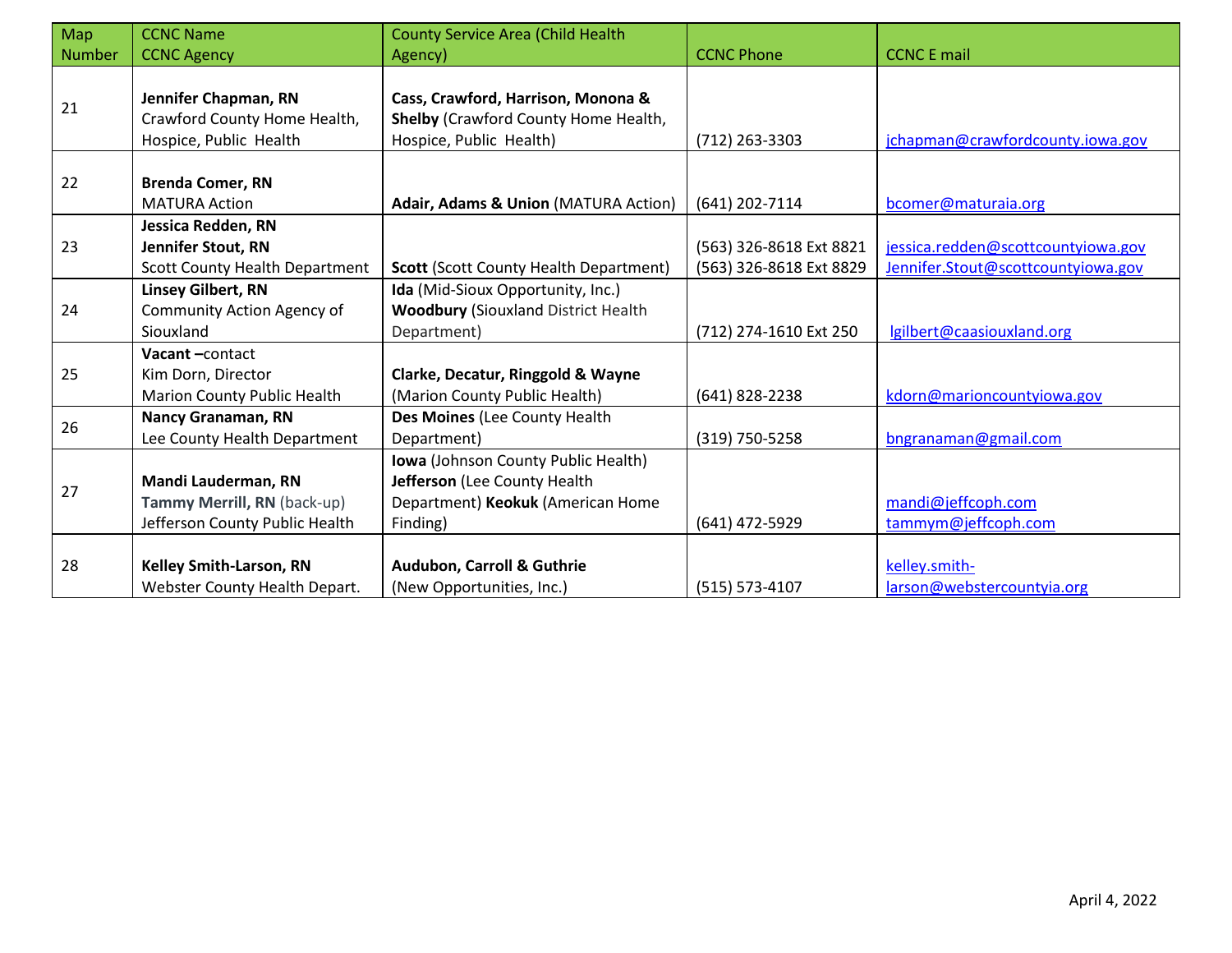| Map Number | CCNC Name CCNC Agency | County Service Area (Child Health Agency) | CCNC Phone | CCNC E mail |
|---|---|---|---|---|
| 21 | **Jennifer Chapman, RN** Crawford County Home Health, Hospice, Public Health | **Cass, Crawford, Harrison, Monona & Shelby** (Crawford County Home Health, Hospice, Public Health) | (712) 263-3303 | jchapman@crawfordcounty.iowa.gov |
| 22 | **Brenda Comer, RN** MATURA Action | **Adair, Adams & Union** (MATURA Action) | (641) 202-7114 | bcomer@maturaia.org |
| 23 | **Jessica Redden, RN** **Jennifer Stout, RN** Scott County Health Department | **Scott** (Scott County Health Department) | (563) 326-8618 Ext 8821 (563) 326-8618 Ext 8829 | jessica.redden@scottcountyiowa.gov Jennifer.Stout@scottcountyiowa.gov |
| 24 | **Linsey Gilbert, RN** Community Action Agency of Siouxland | **Ida** (Mid-Sioux Opportunity, Inc.) **Woodbury** (Siouxland District Health Department) | (712) 274-1610 Ext 250 | lgilbert@caasiouxland.org |
| 25 | **Vacant** –contact Kim Dorn, Director Marion County Public Health | **Clarke, Decatur, Ringgold & Wayne** (Marion County Public Health) | (641) 828-2238 | kdorn@marioncountyiowa.gov |
| 26 | **Nancy Granaman, RN** Lee County Health Department | **Des Moines** (Lee County Health Department) | (319) 750-5258 | bngranaman@gmail.com |
| 27 | **Mandi Lauderman, RN** **Tammy Merrill, RN** (back-up) Jefferson County Public Health | **Iowa** (Johnson County Public Health) **Jefferson** (Lee County Health Department) **Keokuk** (American Home Finding) | (641) 472-5929 | mandi@jeffcoph.com tammym@jeffcoph.com |
| 28 | **Kelley Smith-Larson, RN** Webster County Health Depart. | **Audubon, Carroll & Guthrie** (New Opportunities, Inc.) | (515) 573-4107 | kelley.smith-larson@webstercountyia.org |

April 4, 2022